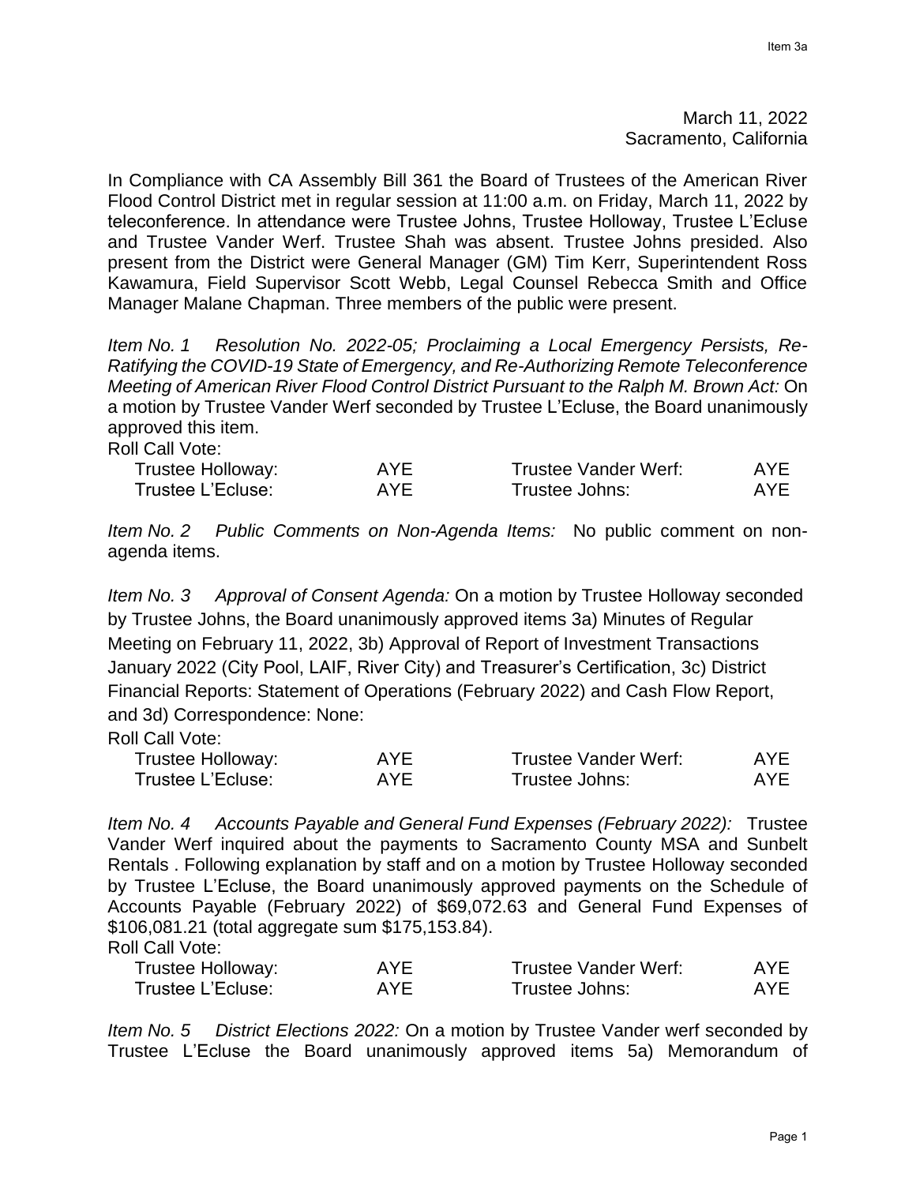March 11, 2022
Sacramento, California

In Compliance with CA Assembly Bill 361 the Board of Trustees of the American River Flood Control District met in regular session at 11:00 a.m. on Friday, March 11, 2022 by teleconference. In attendance were Trustee Johns, Trustee Holloway, Trustee L'Ecluse and Trustee Vander Werf. Trustee Shah was absent. Trustee Johns presided. Also present from the District were General Manager (GM) Tim Kerr, Superintendent Ross Kawamura, Field Supervisor Scott Webb, Legal Counsel Rebecca Smith and Office Manager Malane Chapman. Three members of the public were present.

*Item No. 1 Resolution No. 2022-05; Proclaiming a Local Emergency Persists, Re-Ratifying the COVID-19 State of Emergency, and Re-Authorizing Remote Teleconference Meeting of American River Flood Control District Pursuant to the Ralph M. Brown Act:* On a motion by Trustee Vander Werf seconded by Trustee L'Ecluse, the Board unanimously approved this item.

Roll Call Vote:

| | | | |
|---|---|---|---|
| Trustee Holloway: | AYE | Trustee Vander Werf: | AYE |
| Trustee L'Ecluse: | AYE | Trustee Johns: | AYE |

*Item No. 2 Public Comments on Non-Agenda Items:* No public comment on non-agenda items.

*Item No. 3 Approval of Consent Agenda:* On a motion by Trustee Holloway seconded by Trustee Johns, the Board unanimously approved items 3a) Minutes of Regular Meeting on February 11, 2022, 3b) Approval of Report of Investment Transactions January 2022 (City Pool, LAIF, River City) and Treasurer's Certification, 3c) District Financial Reports: Statement of Operations (February 2022) and Cash Flow Report, and 3d) Correspondence: None:

Roll Call Vote:

| | | | |
|---|---|---|---|
| Trustee Holloway: | AYE | Trustee Vander Werf: | AYE |
| Trustee L'Ecluse: | AYE | Trustee Johns: | AYE |

*Item No. 4 Accounts Payable and General Fund Expenses (February 2022):* Trustee Vander Werf inquired about the payments to Sacramento County MSA and Sunbelt Rentals . Following explanation by staff and on a motion by Trustee Holloway seconded by Trustee L'Ecluse, the Board unanimously approved payments on the Schedule of Accounts Payable (February 2022) of $69,072.63 and General Fund Expenses of $106,081.21 (total aggregate sum $175,153.84).

Roll Call Vote:

| | | | |
|---|---|---|---|
| Trustee Holloway: | AYE | Trustee Vander Werf: | AYE |
| Trustee L'Ecluse: | AYE | Trustee Johns: | AYE |

*Item No. 5 District Elections 2022:* On a motion by Trustee Vander werf seconded by Trustee L'Ecluse the Board unanimously approved items 5a) Memorandum of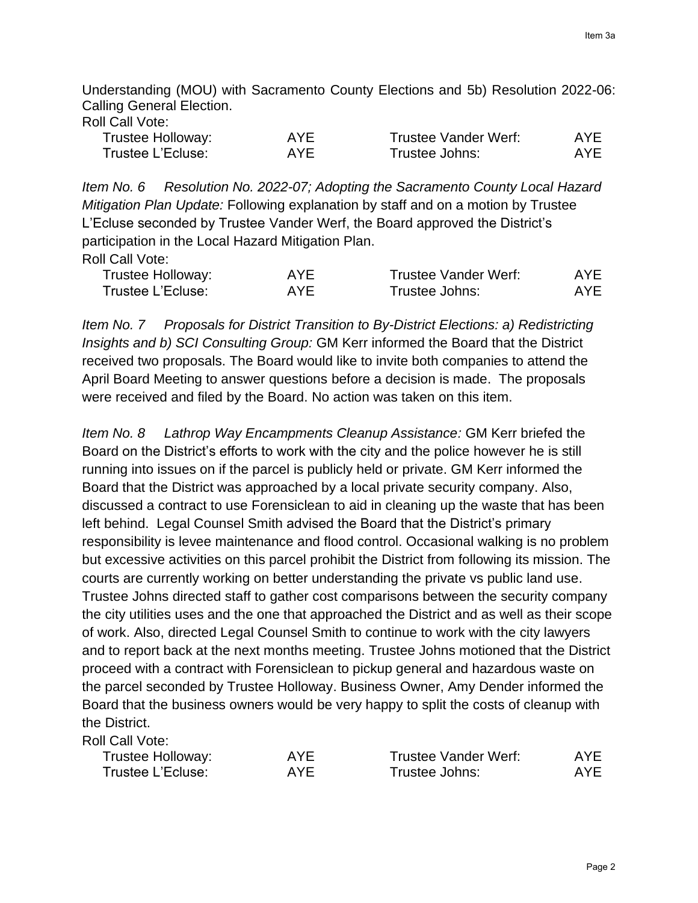Understanding (MOU) with Sacramento County Elections and 5b) Resolution 2022-06: Calling General Election.

Roll Call Vote:

| | | | |
|---|---|---|---|
| Trustee Holloway: | AYE | Trustee Vander Werf: | AYE |
| Trustee L'Ecluse: | AYE | Trustee Johns: | AYE |

*Item No. 6 Resolution No. 2022-07; Adopting the Sacramento County Local Hazard Mitigation Plan Update:* Following explanation by staff and on a motion by Trustee L'Ecluse seconded by Trustee Vander Werf, the Board approved the District's participation in the Local Hazard Mitigation Plan.

Roll Call Vote:

| | | | |
|---|---|---|---|
| Trustee Holloway: | AYE | Trustee Vander Werf: | AYE |
| Trustee L'Ecluse: | AYE | Trustee Johns: | AYE |

*Item No. 7 Proposals for District Transition to By-District Elections: a) Redistricting Insights and b) SCI Consulting Group:* GM Kerr informed the Board that the District received two proposals. The Board would like to invite both companies to attend the April Board Meeting to answer questions before a decision is made. The proposals were received and filed by the Board. No action was taken on this item.

*Item No. 8 Lathrop Way Encampments Cleanup Assistance:* GM Kerr briefed the Board on the District's efforts to work with the city and the police however he is still running into issues on if the parcel is publicly held or private. GM Kerr informed the Board that the District was approached by a local private security company. Also, discussed a contract to use Forensiclean to aid in cleaning up the waste that has been left behind. Legal Counsel Smith advised the Board that the District's primary responsibility is levee maintenance and flood control. Occasional walking is no problem but excessive activities on this parcel prohibit the District from following its mission. The courts are currently working on better understanding the private vs public land use. Trustee Johns directed staff to gather cost comparisons between the security company the city utilities uses and the one that approached the District and as well as their scope of work. Also, directed Legal Counsel Smith to continue to work with the city lawyers and to report back at the next months meeting. Trustee Johns motioned that the District proceed with a contract with Forensiclean to pickup general and hazardous waste on the parcel seconded by Trustee Holloway. Business Owner, Amy Dender informed the Board that the business owners would be very happy to split the costs of cleanup with the District.

Roll Call Vote:

| | | | |
|---|---|---|---|
| Trustee Holloway: | AYE | Trustee Vander Werf: | AYE |
| Trustee L'Ecluse: | AYE | Trustee Johns: | AYE |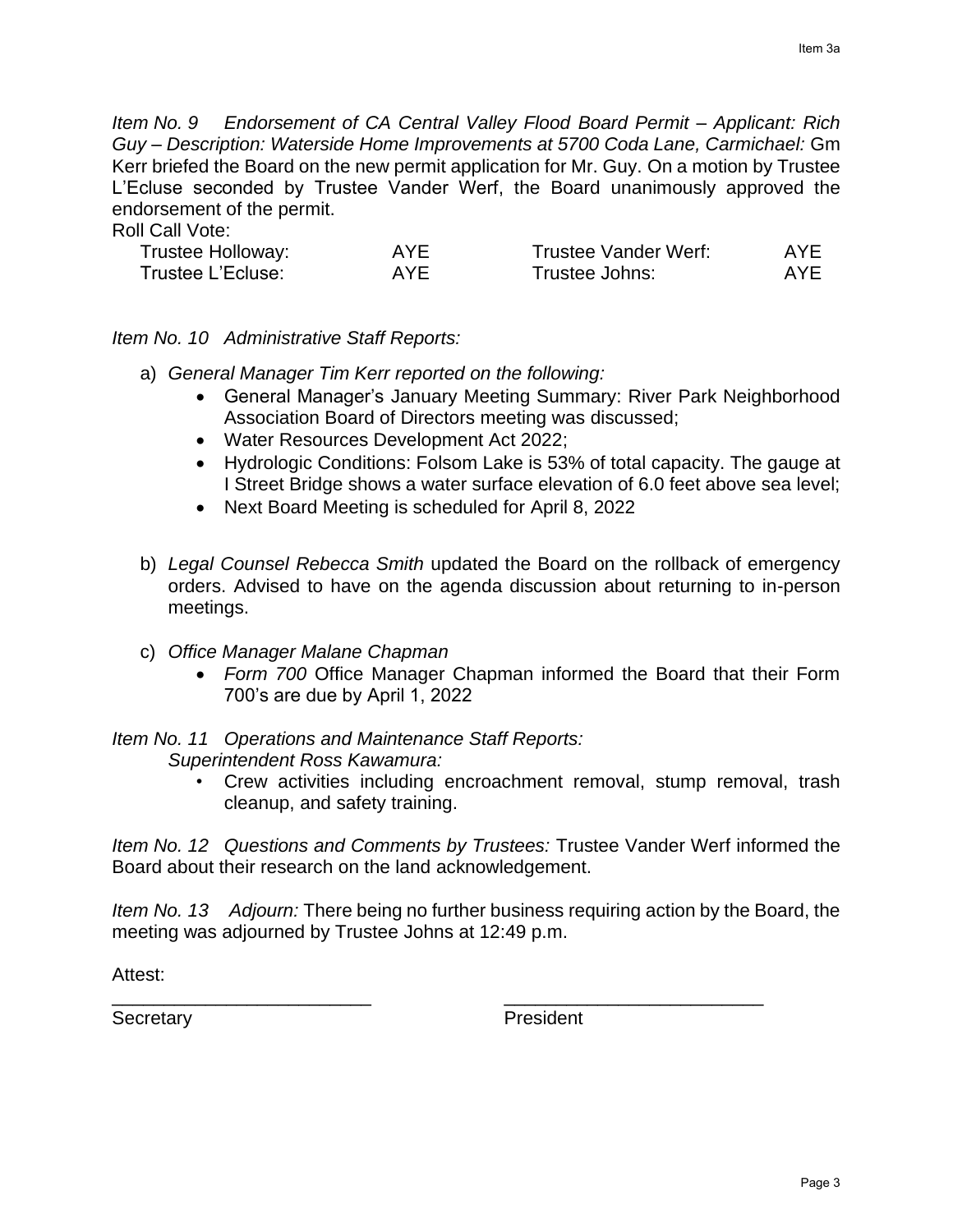*Item No. 9 Endorsement of CA Central Valley Flood Board Permit – Applicant: Rich Guy – Description: Waterside Home Improvements at 5700 Coda Lane, Carmichael:* Gm Kerr briefed the Board on the new permit application for Mr. Guy. On a motion by Trustee L'Ecluse seconded by Trustee Vander Werf, the Board unanimously approved the endorsement of the permit.

Roll Call Vote:

| | | | |
|---|---|---|---|
| Trustee Holloway: | AYE | Trustee Vander Werf: | AYE |
| Trustee L'Ecluse: | AYE | Trustee Johns: | AYE |

*Item No. 10 Administrative Staff Reports:*

a) *General Manager Tim Kerr reported on the following:*
   - General Manager's January Meeting Summary: River Park Neighborhood Association Board of Directors meeting was discussed;
   - Water Resources Development Act 2022;
   - Hydrologic Conditions: Folsom Lake is 53% of total capacity. The gauge at I Street Bridge shows a water surface elevation of 6.0 feet above sea level;
   - Next Board Meeting is scheduled for April 8, 2022

b) *Legal Counsel Rebecca Smith* updated the Board on the rollback of emergency orders. Advised to have on the agenda discussion about returning to in-person meetings.

c) *Office Manager Malane Chapman*
   - *Form 700* Office Manager Chapman informed the Board that their Form 700's are due by April 1, 2022

*Item No. 11 Operations and Maintenance Staff Reports:*
*Superintendent Ross Kawamura:*
- Crew activities including encroachment removal, stump removal, trash cleanup, and safety training.

*Item No. 12 Questions and Comments by Trustees:* Trustee Vander Werf informed the Board about their research on the land acknowledgement.

*Item No. 13 Adjourn:* There being no further business requiring action by the Board, the meeting was adjourned by Trustee Johns at 12:49 p.m.

Attest:

_________________________ _________________________

Secretary President